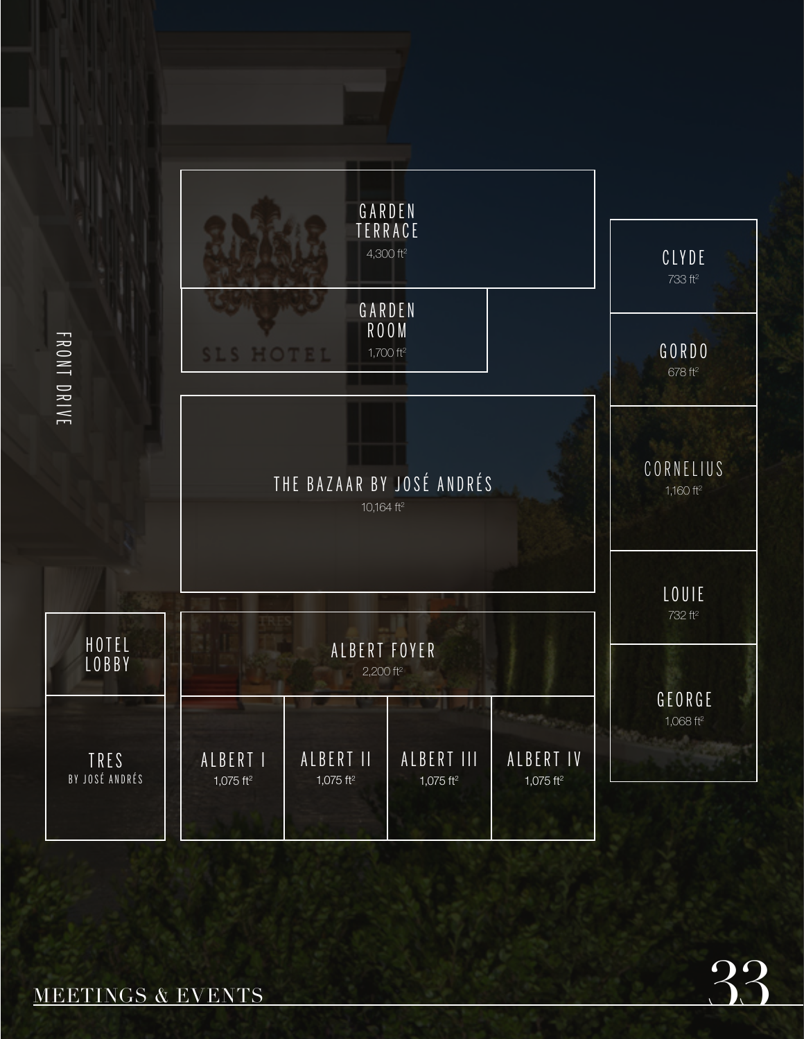FRONT DRIVE

GARDEN TERRACE
4,300 ft²

GARDEN ROOM
1,700 ft²

THE BAZAAR BY JOSÉ ANDRÉS
10,164 ft²

HOTEL LOBBY

TRES
BY JOSÉ ANDRÉS

ALBERT FOYER
2,200 ft²

ALBERT I
1,075 ft²

ALBERT II
1,075 ft²

ALBERT III
1,075 ft²

ALBERT IV
1,075 ft²

CLYDE
733 ft²

GORDO
678 ft²

CORNELIUS
1,160 ft²

LOUIE
732 ft²

GEORGE
1,068 ft²

MEETINGS & EVENTS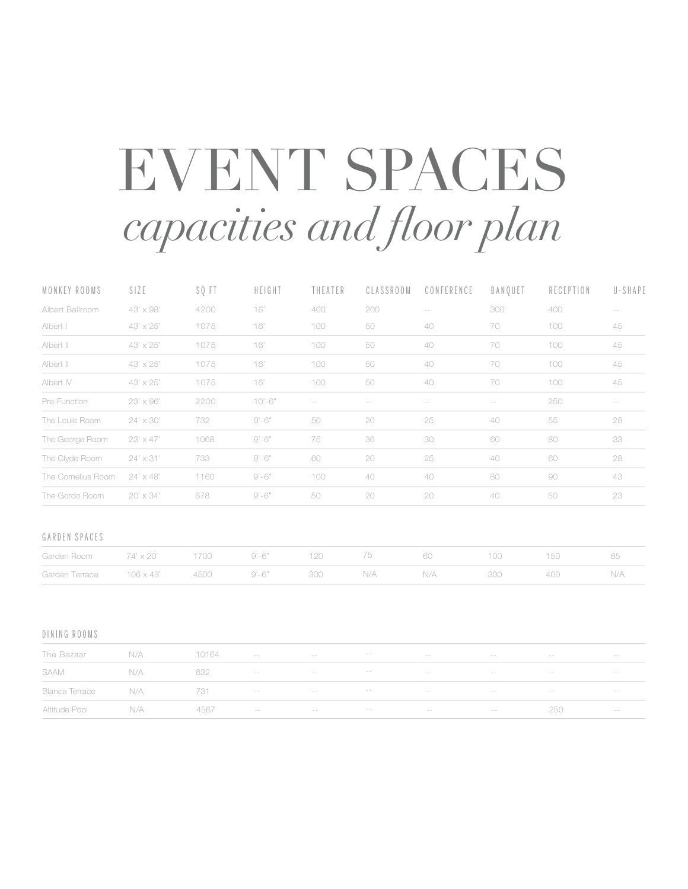# EVENT SPACES

## *capacities and floor plan*

| MONKEY ROOMS | SIZE | SQ FT | HEIGHT | THEATER | CLASSROOM | CONFERENCE | BANQUET | RECEPTION | U-SHAPE |
|---|---|---|---|---|---|---|---|---|---|
| Albert Ballroom | 43' x 98' | 4200 | 16' | 400 | 200 | -- | 300 | 400 | -- |
| Albert I | 43' x 25' | 1075 | 16' | 100 | 50 | 40 | 70 | 100 | 45 |
| Albert II | 43' x 25' | 1075 | 16' | 100 | 50 | 40 | 70 | 100 | 45 |
| Albert II | 43' x 25' | 1075 | 16' | 100 | 50 | 40 | 70 | 100 | 45 |
| Albert IV | 43' x 25' | 1075 | 16' | 100 | 50 | 40 | 70 | 100 | 45 |
| Pre-Function | 23' x 96' | 2200 | 10'-6" | -- | -- | -- | -- | 250 | -- |
| The Louie Room | 24' x 30' | 732 | 9'-6" | 50 | 20 | 25 | 40 | 55 | 28 |
| The George Room | 23' x 47' | 1068 | 9'-6" | 75 | 36 | 30 | 60 | 80 | 33 |
| The Clyde Room | 24' x 31' | 733 | 9'-6" | 60 | 20 | 25 | 40 | 60 | 28 |
| The Cornelius Room | 24' x 48' | 1160 | 9'-6" | 100 | 40 | 40 | 80 | 90 | 43 |
| The Gordo Room | 20' x 34' | 678 | 9'-6" | 50 | 20 | 20 | 40 | 50 | 23 |

| GARDEN SPACES | | | | | | | | | |
|---|---|---|---|---|---|---|---|---|---|
| Garden Room | 74' x 20' | 1700 | 9'-6" | 120 | 75 | 60 | 100 | 150 | 65 |
| Garden Terrace | 106 x 43' | 4500 | 9'-6" | 300 | N/A | N/A | 300 | 400 | N/A |

| DINING ROOMS | | | | | | | | | |
|---|---|---|---|---|---|---|---|---|---|
| The Bazaar | N/A | 10164 | -- | -- | -- | -- | -- | -- | -- |
| SAAM | N/A | 832 | -- | -- | -- | -- | -- | -- | -- |
| Blanca Terrace | N/A | 731 | -- | -- | -- | -- | -- | -- | -- |
| Altitude Pool | N/A | 4567 | -- | -- | -- | -- | -- | 250 | -- |